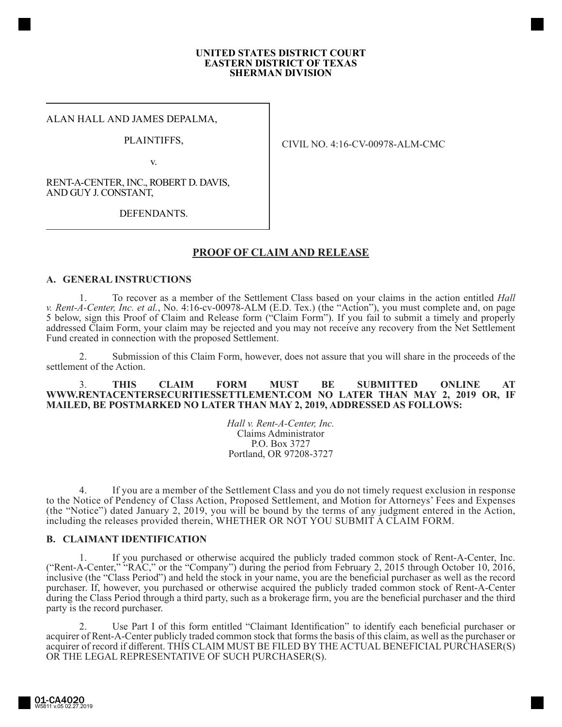**UNITED STATES DISTRICT COURT**
**EASTERN DISTRICT OF TEXAS**
**SHERMAN DIVISION**

| | |
|---|---|
| ALAN HALL AND JAMES DEPALMA,<br><br>PLAINTIFFS,<br><br>v.<br><br>RENT-A-CENTER, INC., ROBERT D. DAVIS, AND GUY J. CONSTANT,<br><br>DEFENDANTS. | CIVIL NO. 4:16-CV-00978-ALM-CMC |

## PROOF OF CLAIM AND RELEASE

### A. GENERAL INSTRUCTIONS

1. To recover as a member of the Settlement Class based on your claims in the action entitled *Hall v. Rent-A-Center, Inc. et al.*, No. 4:16-cv-00978-ALM (E.D. Tex.) (the "Action"), you must complete and, on page 5 below, sign this Proof of Claim and Release form ("Claim Form"). If you fail to submit a timely and properly addressed Claim Form, your claim may be rejected and you may not receive any recovery from the Net Settlement Fund created in connection with the proposed Settlement.

2. Submission of this Claim Form, however, does not assure that you will share in the proceeds of the settlement of the Action.

3. **THIS CLAIM FORM MUST BE SUBMITTED ONLINE AT WWW.RENTACENTERSECURITIESSETTLEMENT.COM NO LATER THAN MAY 2, 2019 OR, IF MAILED, BE POSTMARKED NO LATER THAN MAY 2, 2019, ADDRESSED AS FOLLOWS:**

*Hall v. Rent-A-Center, Inc.*
Claims Administrator
P.O. Box 3727
Portland, OR 97208-3727

4. If you are a member of the Settlement Class and you do not timely request exclusion in response to the Notice of Pendency of Class Action, Proposed Settlement, and Motion for Attorneys' Fees and Expenses (the "Notice") dated January 2, 2019, you will be bound by the terms of any judgment entered in the Action, including the releases provided therein, WHETHER OR NOT YOU SUBMIT A CLAIM FORM.

### B. CLAIMANT IDENTIFICATION

1. If you purchased or otherwise acquired the publicly traded common stock of Rent-A-Center, Inc. ("Rent-A-Center," "RAC," or the "Company") during the period from February 2, 2015 through October 10, 2016, inclusive (the "Class Period") and held the stock in your name, you are the beneficial purchaser as well as the record purchaser. If, however, you purchased or otherwise acquired the publicly traded common stock of Rent-A-Center during the Class Period through a third party, such as a brokerage firm, you are the beneficial purchaser and the third party is the record purchaser.

2. Use Part I of this form entitled "Claimant Identification" to identify each beneficial purchaser or acquirer of Rent-A-Center publicly traded common stock that forms the basis of this claim, as well as the purchaser or acquirer of record if different. THIS CLAIM MUST BE FILED BY THE ACTUAL BENEFICIAL PURCHASER(S) OR THE LEGAL REPRESENTATIVE OF SUCH PURCHASER(S).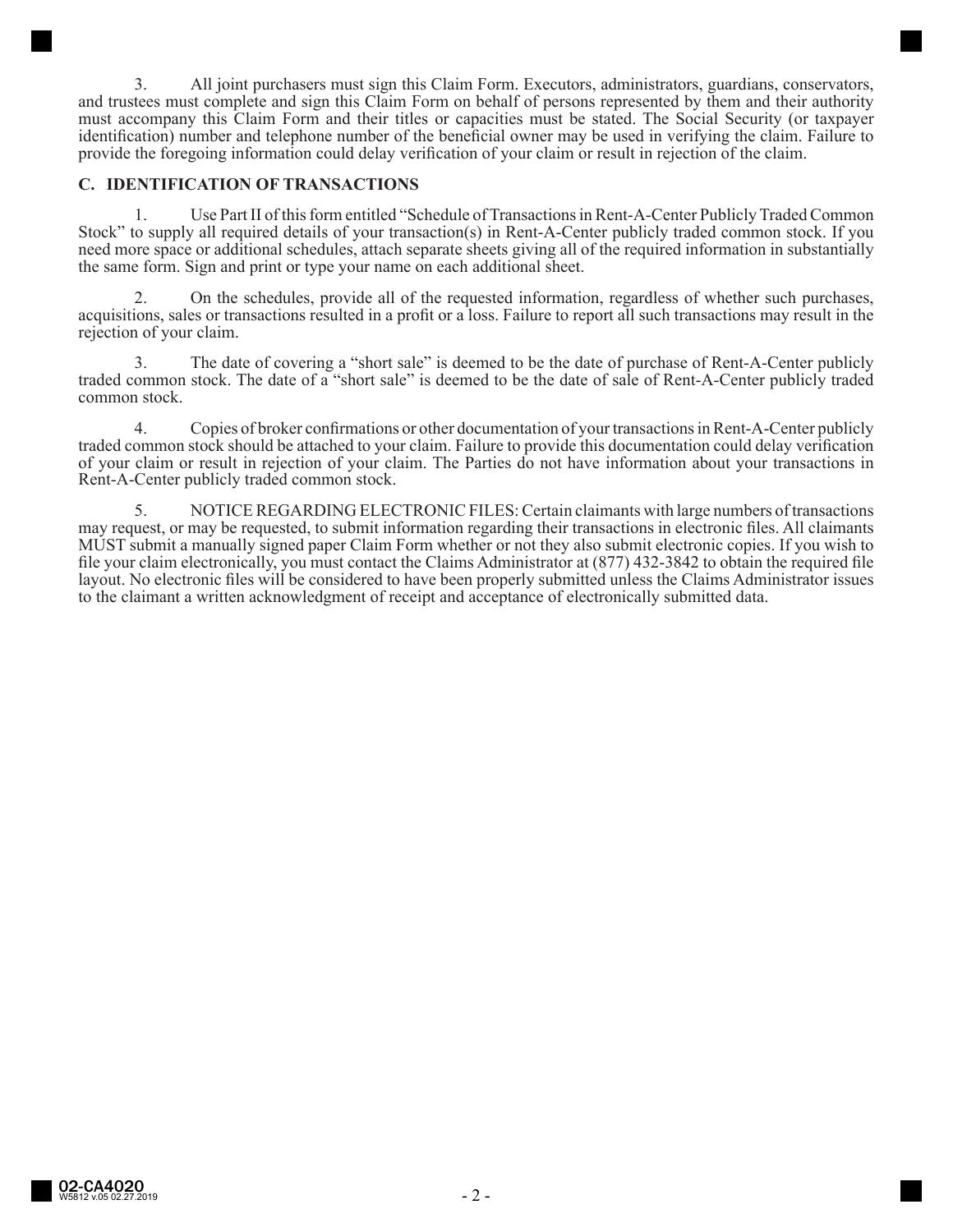3. All joint purchasers must sign this Claim Form. Executors, administrators, guardians, conservators, and trustees must complete and sign this Claim Form on behalf of persons represented by them and their authority must accompany this Claim Form and their titles or capacities must be stated. The Social Security (or taxpayer identification) number and telephone number of the beneficial owner may be used in verifying the claim. Failure to provide the foregoing information could delay verification of your claim or result in rejection of the claim.

### C. IDENTIFICATION OF TRANSACTIONS

1. Use Part II of this form entitled "Schedule of Transactions in Rent-A-Center Publicly Traded Common Stock" to supply all required details of your transaction(s) in Rent-A-Center publicly traded common stock. If you need more space or additional schedules, attach separate sheets giving all of the required information in substantially the same form. Sign and print or type your name on each additional sheet.

2. On the schedules, provide all of the requested information, regardless of whether such purchases, acquisitions, sales or transactions resulted in a profit or a loss. Failure to report all such transactions may result in the rejection of your claim.

3. The date of covering a "short sale" is deemed to be the date of purchase of Rent-A-Center publicly traded common stock. The date of a "short sale" is deemed to be the date of sale of Rent-A-Center publicly traded common stock.

4. Copies of broker confirmations or other documentation of your transactions in Rent-A-Center publicly traded common stock should be attached to your claim. Failure to provide this documentation could delay verification of your claim or result in rejection of your claim. The Parties do not have information about your transactions in Rent-A-Center publicly traded common stock.

5. NOTICE REGARDING ELECTRONIC FILES: Certain claimants with large numbers of transactions may request, or may be requested, to submit information regarding their transactions in electronic files. All claimants MUST submit a manually signed paper Claim Form whether or not they also submit electronic copies. If you wish to file your claim electronically, you must contact the Claims Administrator at (877) 432-3842 to obtain the required file layout. No electronic files will be considered to have been properly submitted unless the Claims Administrator issues to the claimant a written acknowledgment of receipt and acceptance of electronically submitted data.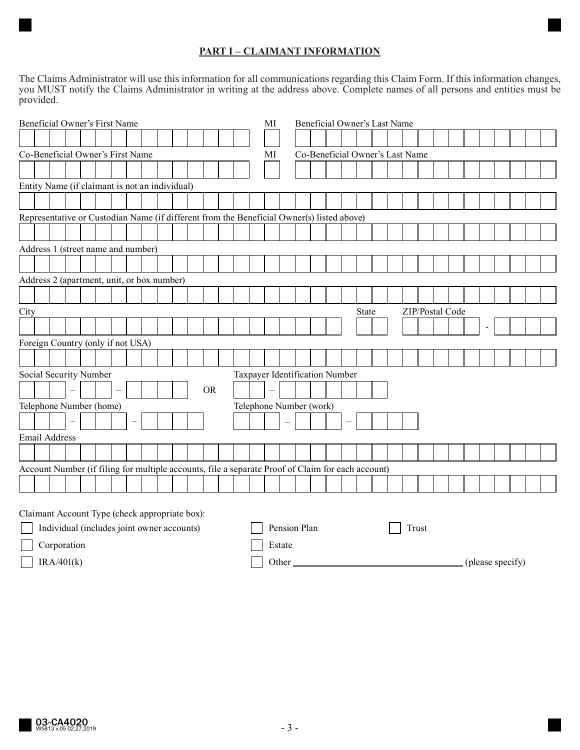## PART I – CLAIMANT INFORMATION

The Claims Administrator will use this information for all communications regarding this Claim Form. If this information changes, you MUST notify the Claims Administrator in writing at the address above. Complete names of all persons and entities must be provided.

Beneficial Owner's First Name | MI | Beneficial Owner's Last Name

Co-Beneficial Owner's First Name | MI | Co-Beneficial Owner's Last Name

Entity Name (if claimant is not an individual)

Representative or Custodian Name (if different from the Beneficial Owner(s) listed above)

Address 1 (street name and number)

Address 2 (apartment, unit, or box number)

City | State | ZIP/Postal Code

Foreign Country (only if not USA)

Social Security Number OR Taxpayer Identification Number

Telephone Number (home) | Telephone Number (work)

Email Address

Account Number (if filing for multiple accounts, file a separate Proof of Claim for each account)

Claimant Account Type (check appropriate box):

- ☐ Individual (includes joint owner accounts)
- ☐ Pension Plan
- ☐ Trust
- ☐ Corporation
- ☐ Estate
- ☐ IRA/401(k)
- ☐ Other ______________________ (please specify)

03-CA4020
W5813 v.05 02.27.2019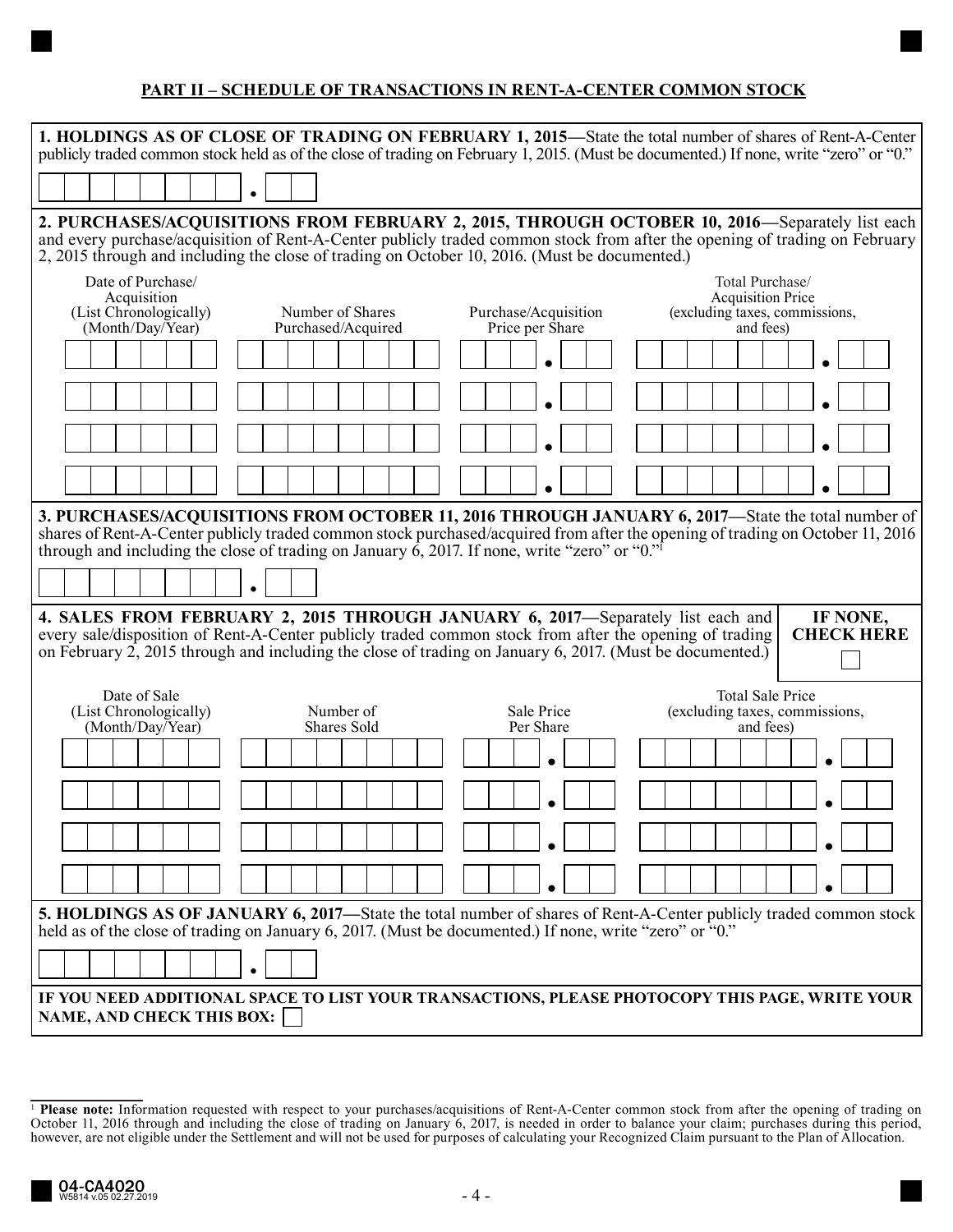## PART II – SCHEDULE OF TRANSACTIONS IN RENT-A-CENTER COMMON STOCK

**1. HOLDINGS AS OF CLOSE OF TRADING ON FEBRUARY 1, 2015—**State the total number of shares of Rent-A-Center publicly traded common stock held as of the close of trading on February 1, 2015. (Must be documented.) If none, write "zero" or "0."

_____________ . ___

**2. PURCHASES/ACQUISITIONS FROM FEBRUARY 2, 2015, THROUGH OCTOBER 10, 2016—**Separately list each and every purchase/acquisition of Rent-A-Center publicly traded common stock from after the opening of trading on February 2, 2015 through and including the close of trading on October 10, 2016. (Must be documented.)

| Date of Purchase/ Acquisition (List Chronologically) (Month/Day/Year) | Number of Shares Purchased/Acquired | Purchase/Acquisition Price per Share | Total Purchase/ Acquisition Price (excluding taxes, commissions, and fees) |
|---|---|---|---|
| | | . | . |
| | | . | . |
| | | . | . |
| | | . | . |

**3. PURCHASES/ACQUISITIONS FROM OCTOBER 11, 2016 THROUGH JANUARY 6, 2017—**State the total number of shares of Rent-A-Center publicly traded common stock purchased/acquired from after the opening of trading on October 11, 2016 through and including the close of trading on January 6, 2017. If none, write "zero" or "0."[1]

_____________ . ___

**4. SALES FROM FEBRUARY 2, 2015 THROUGH JANUARY 6, 2017—**Separately list each and every sale/disposition of Rent-A-Center publicly traded common stock from after the opening of trading on February 2, 2015 through and including the close of trading on January 6, 2017. (Must be documented.)

**IF NONE, CHECK HERE** ☐

| Date of Sale (List Chronologically) (Month/Day/Year) | Number of Shares Sold | Sale Price Per Share | Total Sale Price (excluding taxes, commissions, and fees) |
|---|---|---|---|
| | | . | . |
| | | . | . |
| | | . | . |
| | | . | . |

**5. HOLDINGS AS OF JANUARY 6, 2017—**State the total number of shares of Rent-A-Center publicly traded common stock held as of the close of trading on January 6, 2017. (Must be documented.) If none, write "zero" or "0."

_____________ . ___

**IF YOU NEED ADDITIONAL SPACE TO LIST YOUR TRANSACTIONS, PLEASE PHOTOCOPY THIS PAGE, WRITE YOUR NAME, AND CHECK THIS BOX:** ☐

---

[1] **Please note:** Information requested with respect to your purchases/acquisitions of Rent-A-Center common stock from after the opening of trading on October 11, 2016 through and including the close of trading on January 6, 2017, is needed in order to balance your claim; purchases during this period, however, are not eligible under the Settlement and will not be used for purposes of calculating your Recognized Claim pursuant to the Plan of Allocation.

04-CA4020
W5814 v.05 02.27.2019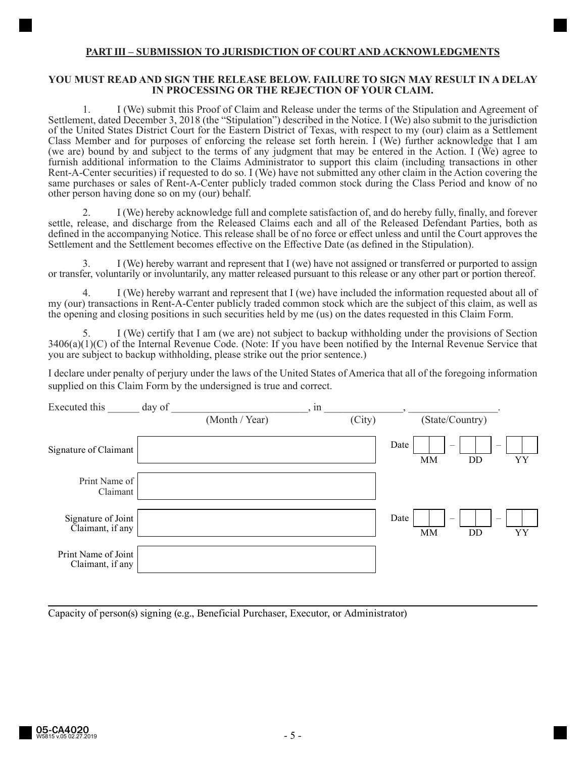## PART III – SUBMISSION TO JURISDICTION OF COURT AND ACKNOWLEDGMENTS

**YOU MUST READ AND SIGN THE RELEASE BELOW. FAILURE TO SIGN MAY RESULT IN A DELAY IN PROCESSING OR THE REJECTION OF YOUR CLAIM.**

1. I (We) submit this Proof of Claim and Release under the terms of the Stipulation and Agreement of Settlement, dated December 3, 2018 (the "Stipulation") described in the Notice. I (We) also submit to the jurisdiction of the United States District Court for the Eastern District of Texas, with respect to my (our) claim as a Settlement Class Member and for purposes of enforcing the release set forth herein. I (We) further acknowledge that I am (we are) bound by and subject to the terms of any judgment that may be entered in the Action. I (We) agree to furnish additional information to the Claims Administrator to support this claim (including transactions in other Rent-A-Center securities) if requested to do so. I (We) have not submitted any other claim in the Action covering the same purchases or sales of Rent-A-Center publicly traded common stock during the Class Period and know of no other person having done so on my (our) behalf.

2. I (We) hereby acknowledge full and complete satisfaction of, and do hereby fully, finally, and forever settle, release, and discharge from the Released Claims each and all of the Released Defendant Parties, both as defined in the accompanying Notice. This release shall be of no force or effect unless and until the Court approves the Settlement and the Settlement becomes effective on the Effective Date (as defined in the Stipulation).

3. I (We) hereby warrant and represent that I (we) have not assigned or transferred or purported to assign or transfer, voluntarily or involuntarily, any matter released pursuant to this release or any other part or portion thereof.

4. I (We) hereby warrant and represent that I (we) have included the information requested about all of my (our) transactions in Rent-A-Center publicly traded common stock which are the subject of this claim, as well as the opening and closing positions in such securities held by me (us) on the dates requested in this Claim Form.

5. I (We) certify that I am (we are) not subject to backup withholding under the provisions of Section 3406(a)(1)(C) of the Internal Revenue Code. (Note: If you have been notified by the Internal Revenue Service that you are subject to backup withholding, please strike out the prior sentence.)

I declare under penalty of perjury under the laws of the United States of America that all of the foregoing information supplied on this Claim Form by the undersigned is true and correct.

Executed this ______ day of __________________________, in _______________, _________________.
(Month / Year) (City) (State/Country)

| | | |
|---|---|---|
| Signature of Claimant | | Date ___ – ___ – ___ (MM DD YY) |
| Print Name of Claimant | | |
| Signature of Joint Claimant, if any | | Date ___ – ___ – ___ (MM DD YY) |
| Print Name of Joint Claimant, if any | | |

_______________________________________________

Capacity of person(s) signing (e.g., Beneficial Purchaser, Executor, or Administrator)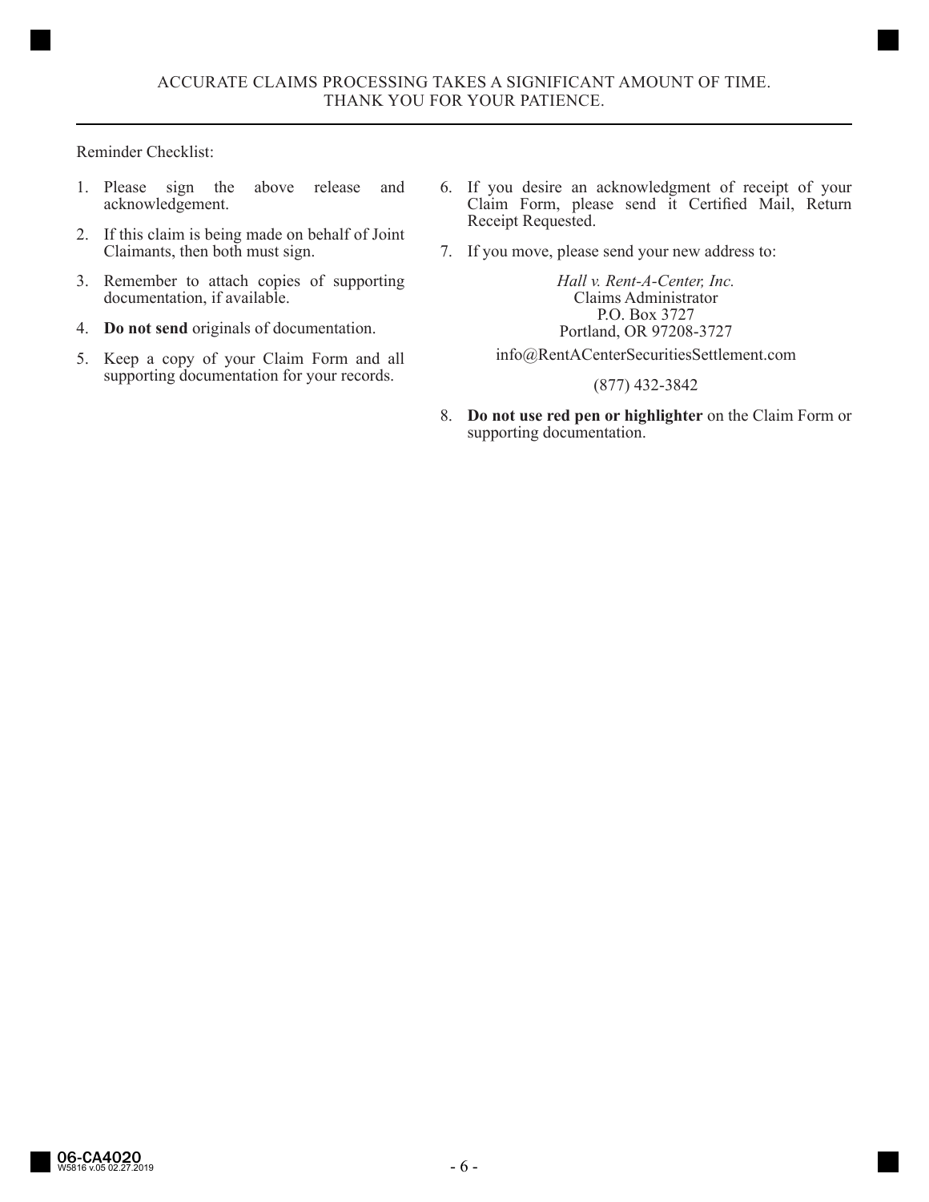ACCURATE CLAIMS PROCESSING TAKES A SIGNIFICANT AMOUNT OF TIME.
THANK YOU FOR YOUR PATIENCE.

---

Reminder Checklist:

1. Please sign the above release and acknowledgement.
2. If this claim is being made on behalf of Joint Claimants, then both must sign.
3. Remember to attach copies of supporting documentation, if available.
4. **Do not send** originals of documentation.
5. Keep a copy of your Claim Form and all supporting documentation for your records.
6. If you desire an acknowledgment of receipt of your Claim Form, please send it Certified Mail, Return Receipt Requested.
7. If you move, please send your new address to:

   *Hall v. Rent-A-Center, Inc.*
   Claims Administrator
   P.O. Box 3727
   Portland, OR 97208-3727

   info@RentACenterSecuritiesSettlement.com

   (877) 432-3842

8. **Do not use red pen or highlighter** on the Claim Form or supporting documentation.

06-CA4020
W5816 v.05 02.27.2019